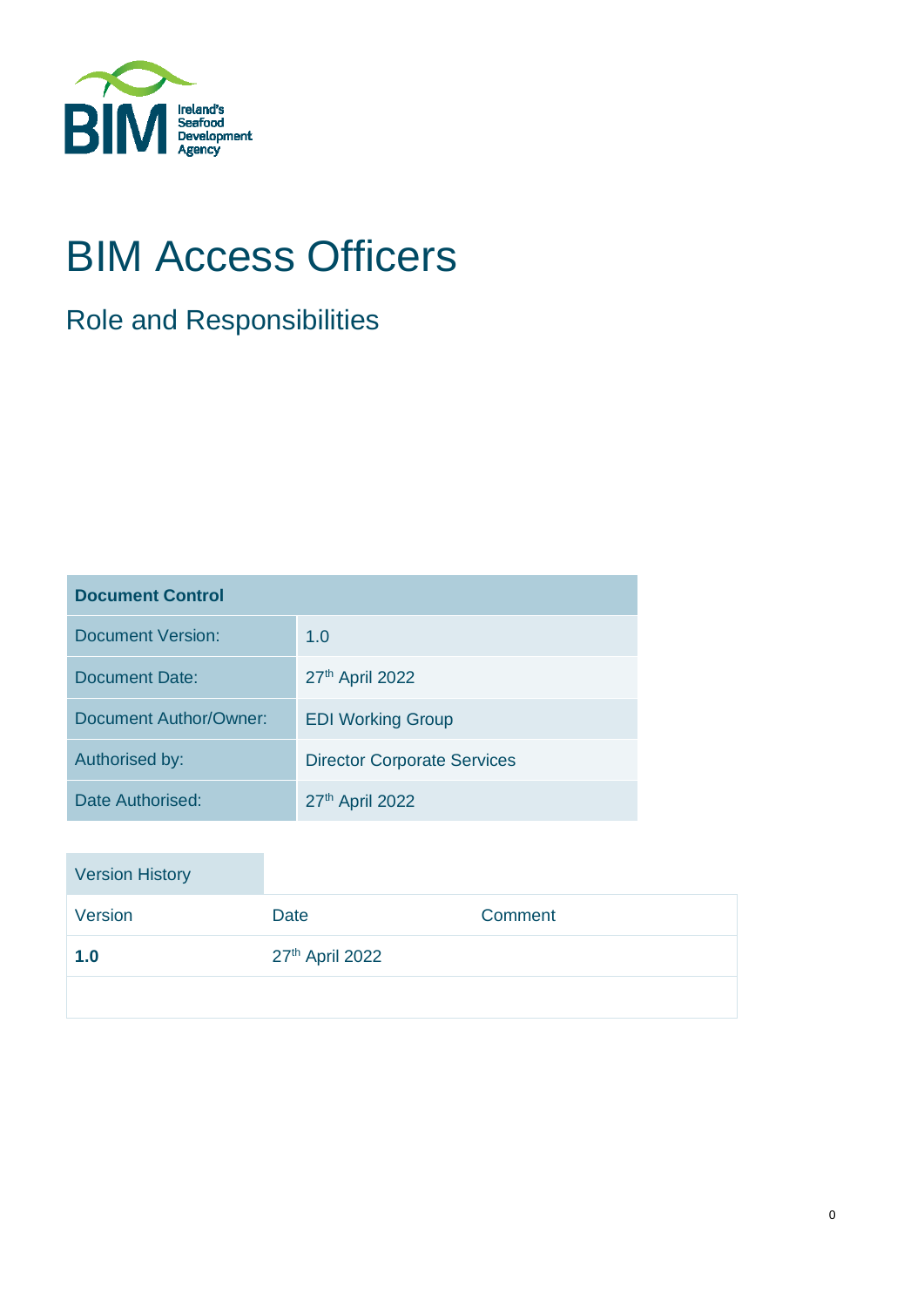# BIM Access Officers

## Role and Responsibilities

| Document Control | |
|---|---|
| Document Version: | 1.0 |
| Document Date: | 27th April 2022 |
| Document Author/Owner: | EDI Working Group |
| Authorised by: | Director Corporate Services |
| Date Authorised: | 27th April 2022 |

| Version History | | |
|---|---|---|
| Version | Date | Comment |
| **1.0** | 27th April 2022 | |
| | | |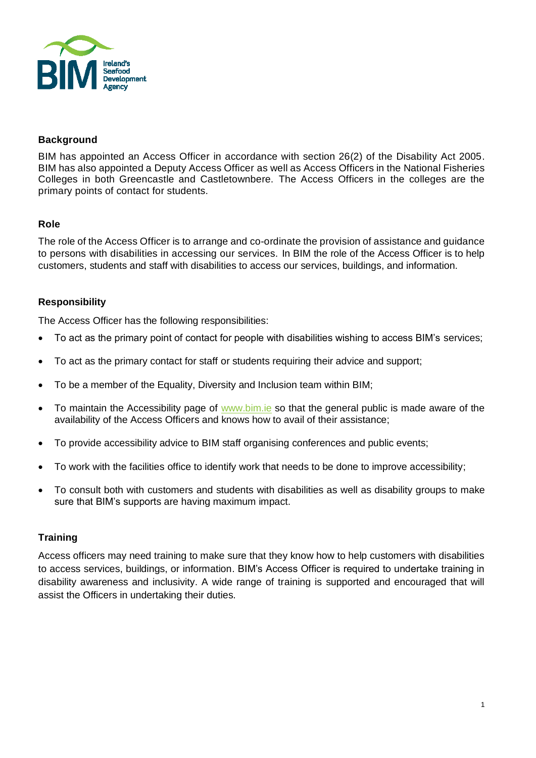## Background

BIM has appointed an Access Officer in accordance with section 26(2) of the Disability Act 2005. BIM has also appointed a Deputy Access Officer as well as Access Officers in the National Fisheries Colleges in both Greencastle and Castletownbere. The Access Officers in the colleges are the primary points of contact for students.

## Role

The role of the Access Officer is to arrange and co-ordinate the provision of assistance and guidance to persons with disabilities in accessing our services. In BIM the role of the Access Officer is to help customers, students and staff with disabilities to access our services, buildings, and information.

## Responsibility

The Access Officer has the following responsibilities:

- To act as the primary point of contact for people with disabilities wishing to access BIM's services;
- To act as the primary contact for staff or students requiring their advice and support;
- To be a member of the Equality, Diversity and Inclusion team within BIM;
- To maintain the Accessibility page of www.bim.ie so that the general public is made aware of the availability of the Access Officers and knows how to avail of their assistance;
- To provide accessibility advice to BIM staff organising conferences and public events;
- To work with the facilities office to identify work that needs to be done to improve accessibility;
- To consult both with customers and students with disabilities as well as disability groups to make sure that BIM's supports are having maximum impact.

## Training

Access officers may need training to make sure that they know how to help customers with disabilities to access services, buildings, or information. BIM's Access Officer is required to undertake training in disability awareness and inclusivity. A wide range of training is supported and encouraged that will assist the Officers in undertaking their duties.